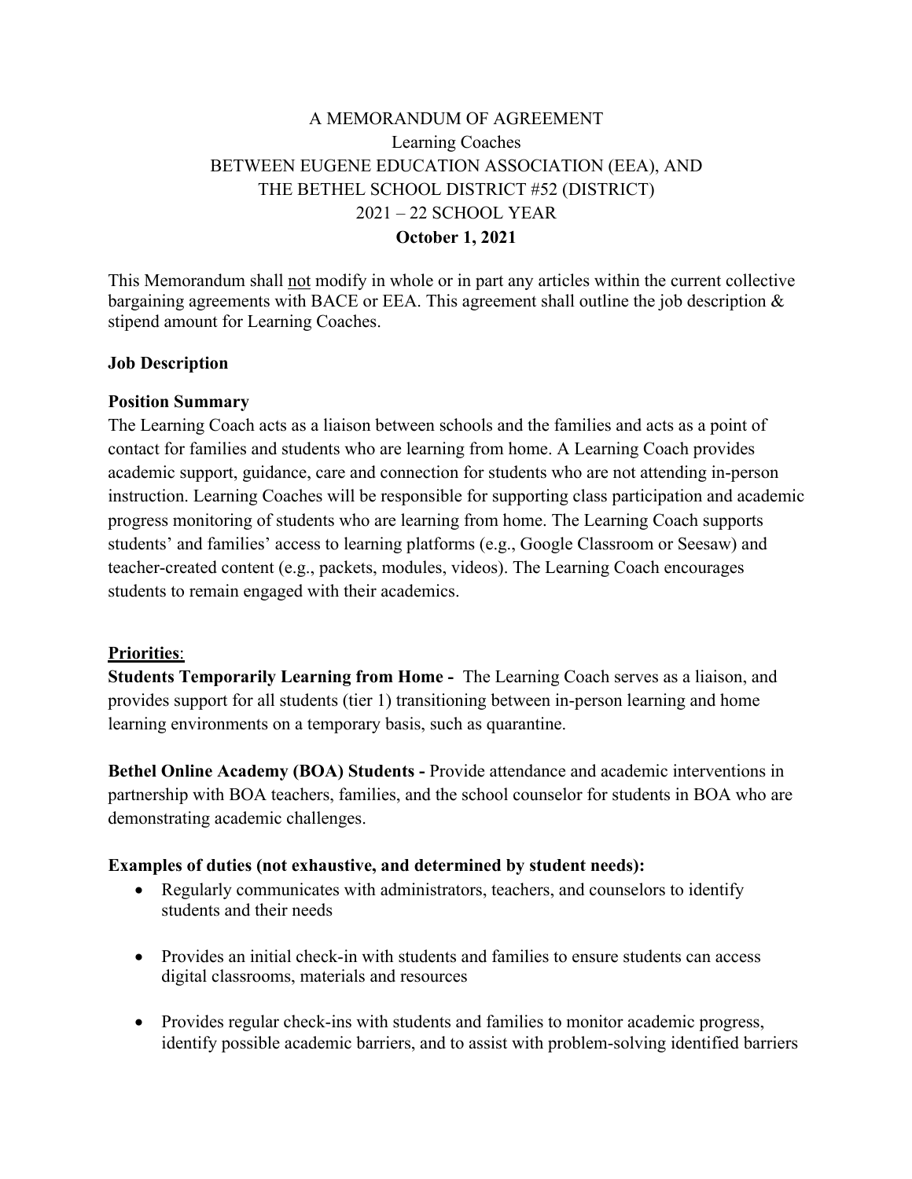# A MEMORANDUM OF AGREEMENT
## Learning Coaches
## BETWEEN EUGENE EDUCATION ASSOCIATION (EEA), AND THE BETHEL SCHOOL DISTRICT #52 (DISTRICT)
## 2021 – 22 SCHOOL YEAR
**October 1, 2021**

This Memorandum shall not modify in whole or in part any articles within the current collective bargaining agreements with BACE or EEA. This agreement shall outline the job description & stipend amount for Learning Coaches.

**Job Description**

**Position Summary**

The Learning Coach acts as a liaison between schools and the families and acts as a point of contact for families and students who are learning from home. A Learning Coach provides academic support, guidance, care and connection for students who are not attending in-person instruction. Learning Coaches will be responsible for supporting class participation and academic progress monitoring of students who are learning from home. The Learning Coach supports students' and families' access to learning platforms (e.g., Google Classroom or Seesaw) and teacher-created content (e.g., packets, modules, videos). The Learning Coach encourages students to remain engaged with their academics.

**Priorities**:

**Students Temporarily Learning from Home -** The Learning Coach serves as a liaison, and provides support for all students (tier 1) transitioning between in-person learning and home learning environments on a temporary basis, such as quarantine.

**Bethel Online Academy (BOA) Students -** Provide attendance and academic interventions in partnership with BOA teachers, families, and the school counselor for students in BOA who are demonstrating academic challenges.

**Examples of duties (not exhaustive, and determined by student needs):**

- Regularly communicates with administrators, teachers, and counselors to identify students and their needs
- Provides an initial check-in with students and families to ensure students can access digital classrooms, materials and resources
- Provides regular check-ins with students and families to monitor academic progress, identify possible academic barriers, and to assist with problem-solving identified barriers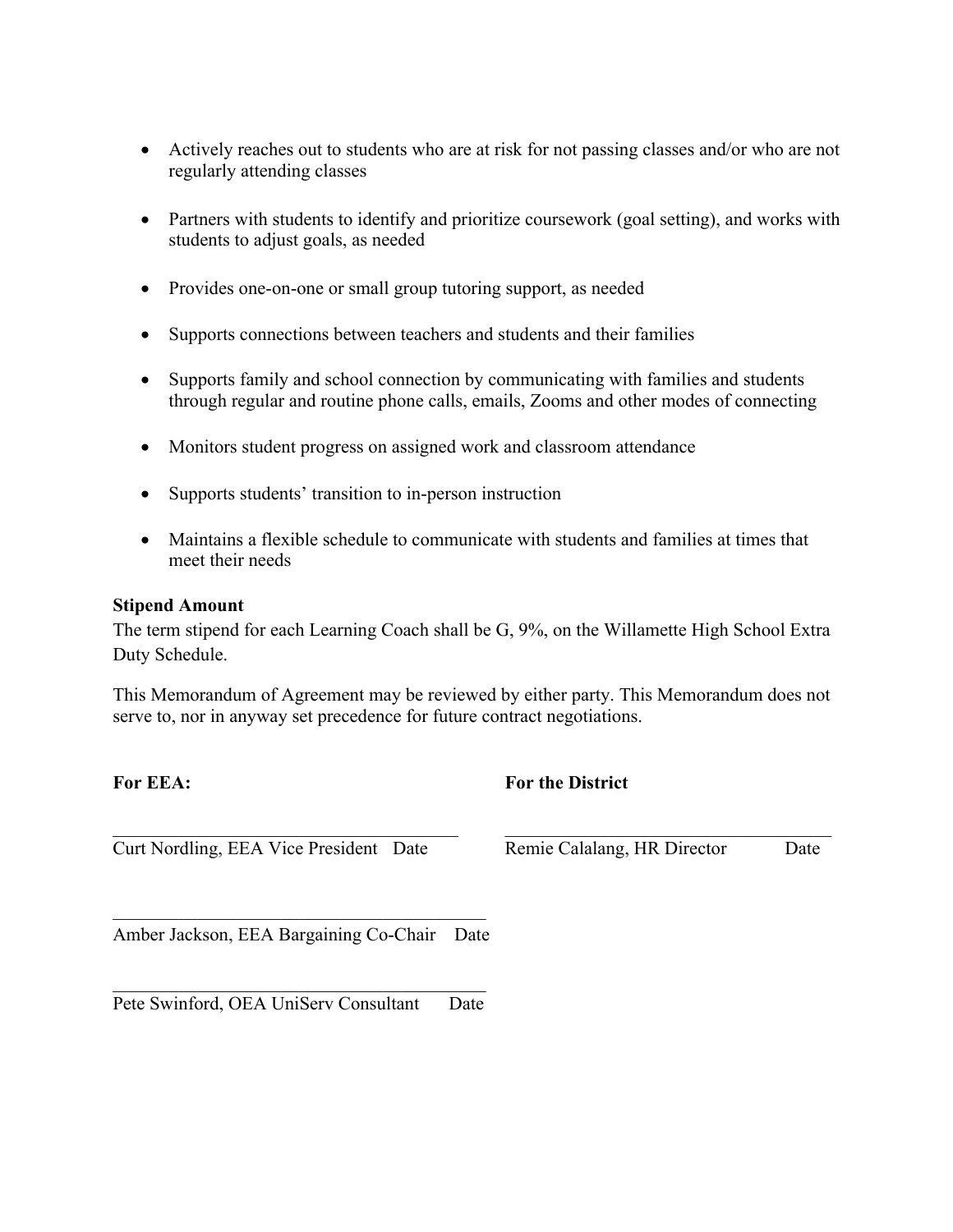- Actively reaches out to students who are at risk for not passing classes and/or who are not regularly attending classes

- Partners with students to identify and prioritize coursework (goal setting), and works with students to adjust goals, as needed

- Provides one-on-one or small group tutoring support, as needed

- Supports connections between teachers and students and their families

- Supports family and school connection by communicating with families and students through regular and routine phone calls, emails, Zooms and other modes of connecting

- Monitors student progress on assigned work and classroom attendance

- Supports students' transition to in-person instruction

- Maintains a flexible schedule to communicate with students and families at times that meet their needs

**Stipend Amount**

The term stipend for each Learning Coach shall be G, 9%, on the Willamette High School Extra Duty Schedule.

This Memorandum of Agreement may be reviewed by either party. This Memorandum does not serve to, nor in anyway set precedence for future contract negotiations.

**For EEA:**

\_\_\_\_\_\_\_\_\_\_\_\_\_\_\_\_\_\_\_\_\_\_\_\_\_\_\_\_\_\_\_\_\_\_\_\_\_\_\_\_

Curt Nordling, EEA Vice President    Date

\_\_\_\_\_\_\_\_\_\_\_\_\_\_\_\_\_\_\_\_\_\_\_\_\_\_\_\_\_\_\_\_\_\_\_\_\_\_\_\_

Amber Jackson, EEA Bargaining Co-Chair    Date

\_\_\_\_\_\_\_\_\_\_\_\_\_\_\_\_\_\_\_\_\_\_\_\_\_\_\_\_\_\_\_\_\_\_\_\_\_\_\_\_

Pete Swinford, OEA UniServ Consultant    Date

**For the District**

\_\_\_\_\_\_\_\_\_\_\_\_\_\_\_\_\_\_\_\_\_\_\_\_\_\_\_\_\_\_\_\_\_\_\_\_\_\_\_\_

Remie Calalang, HR Director    Date